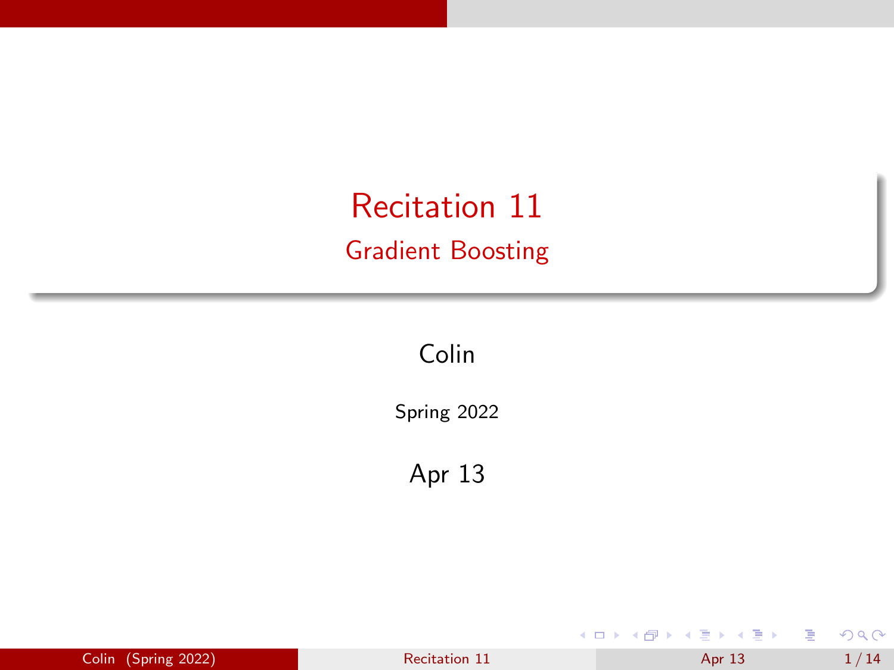# Recitation 11

## Gradient Boosting

Colin

Spring 2022

Apr 13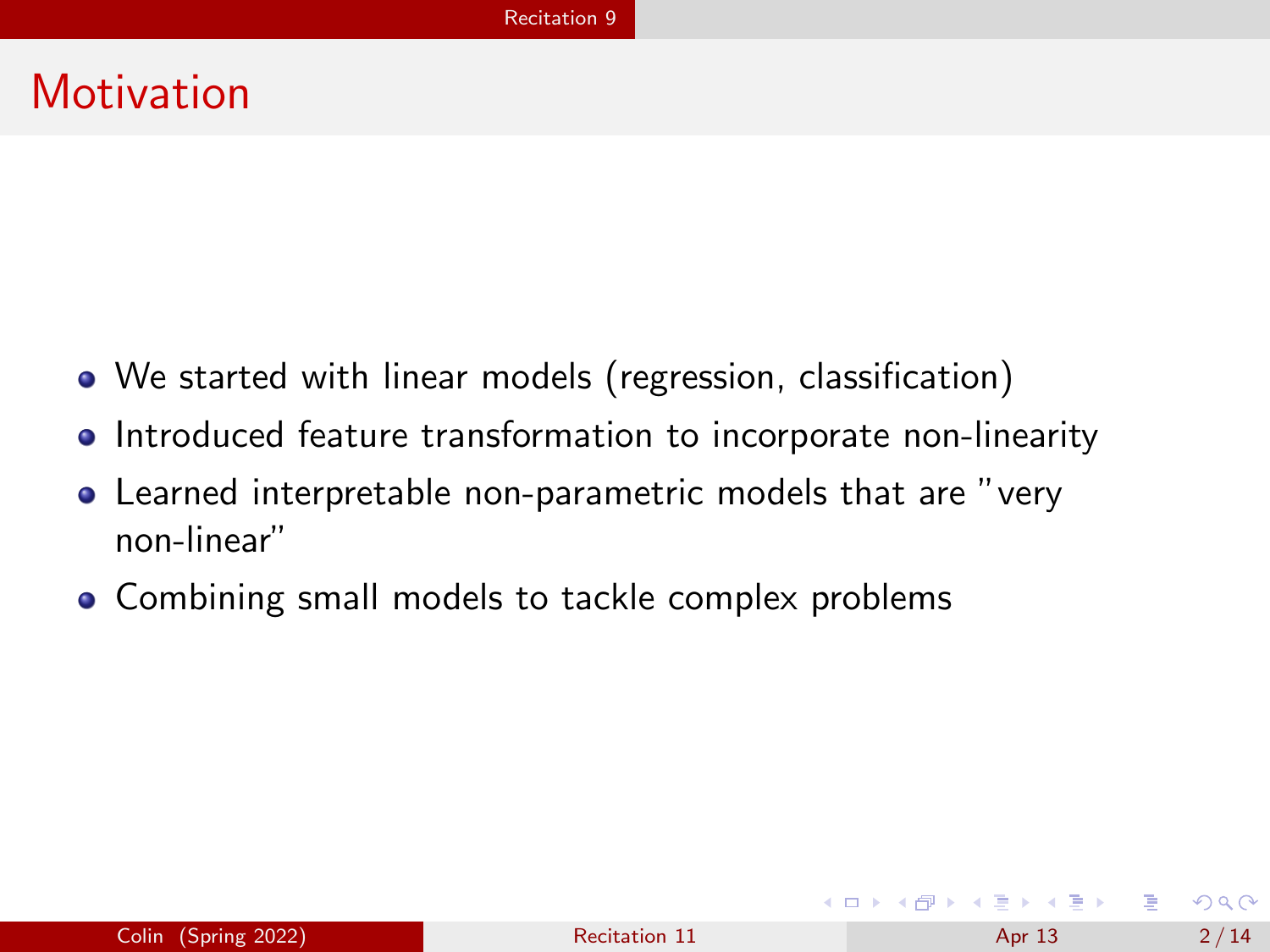# Motivation

- We started with linear models (regression, classification)
- Introduced feature transformation to incorporate non-linearity
- Learned interpretable non-parametric models that are "very non-linear"
- Combining small models to tackle complex problems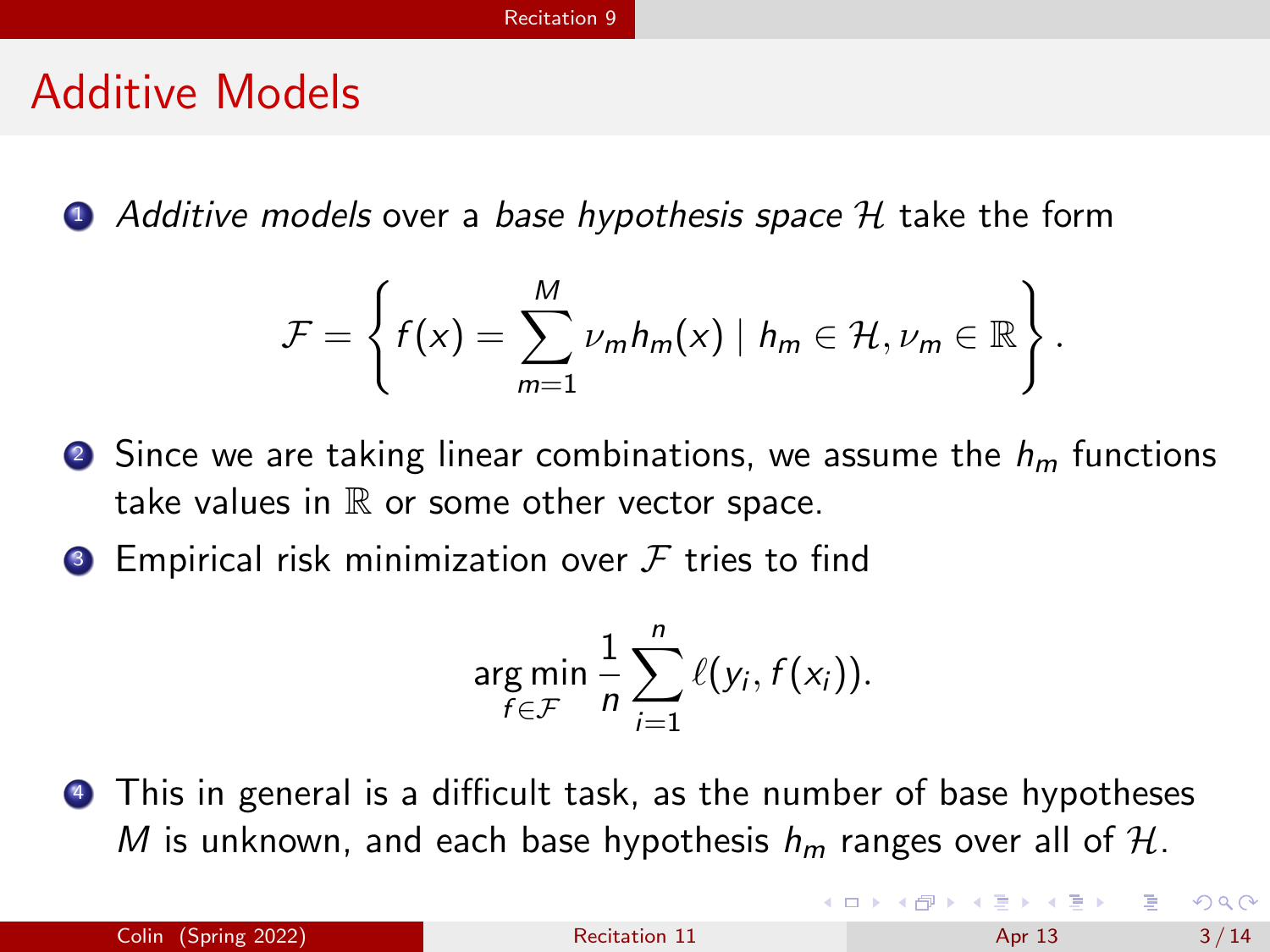# Additive Models

1. *Additive models* over a *base hypothesis space* $\mathcal{H}$ take the form

$$\mathcal{F} = \left\{ f(x) = \sum_{m=1}^{M} \nu_m h_m(x) \mid h_m \in \mathcal{H}, \nu_m \in \mathbb{R} \right\}.$$

2. Since we are taking linear combinations, we assume the $h_m$ functions take values in $\mathbb{R}$ or some other vector space.
3. Empirical risk minimization over $\mathcal{F}$ tries to find

$$\arg\min_{f \in \mathcal{F}} \frac{1}{n} \sum_{i=1}^{n} \ell(y_i, f(x_i)).$$

4. This in general is a difficult task, as the number of base hypotheses $M$ is unknown, and each base hypothesis $h_m$ ranges over all of $\mathcal{H}$.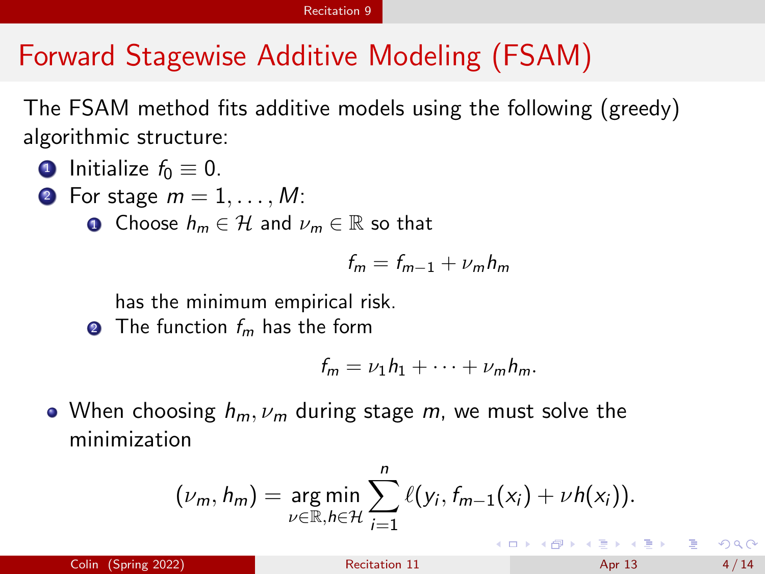# Forward Stagewise Additive Modeling (FSAM)

The FSAM method fits additive models using the following (greedy) algorithmic structure:

1. Initialize $f_0 \equiv 0$.
2. For stage $m = 1, \ldots, M$:
    1. Choose $h_m \in \mathcal{H}$ and $\nu_m \in \mathbb{R}$ so that
    $$f_m = f_{m-1} + \nu_m h_m$$
    has the minimum empirical risk.
    2. The function $f_m$ has the form
    $$f_m = \nu_1 h_1 + \cdots + \nu_m h_m.$$

- When choosing $h_m, \nu_m$ during stage $m$, we must solve the minimization

$$(\nu_m, h_m) = \underset{\nu \in \mathbb{R}, h \in \mathcal{H}}{\arg\min} \sum_{i=1}^{n} \ell(y_i, f_{m-1}(x_i) + \nu h(x_i)).$$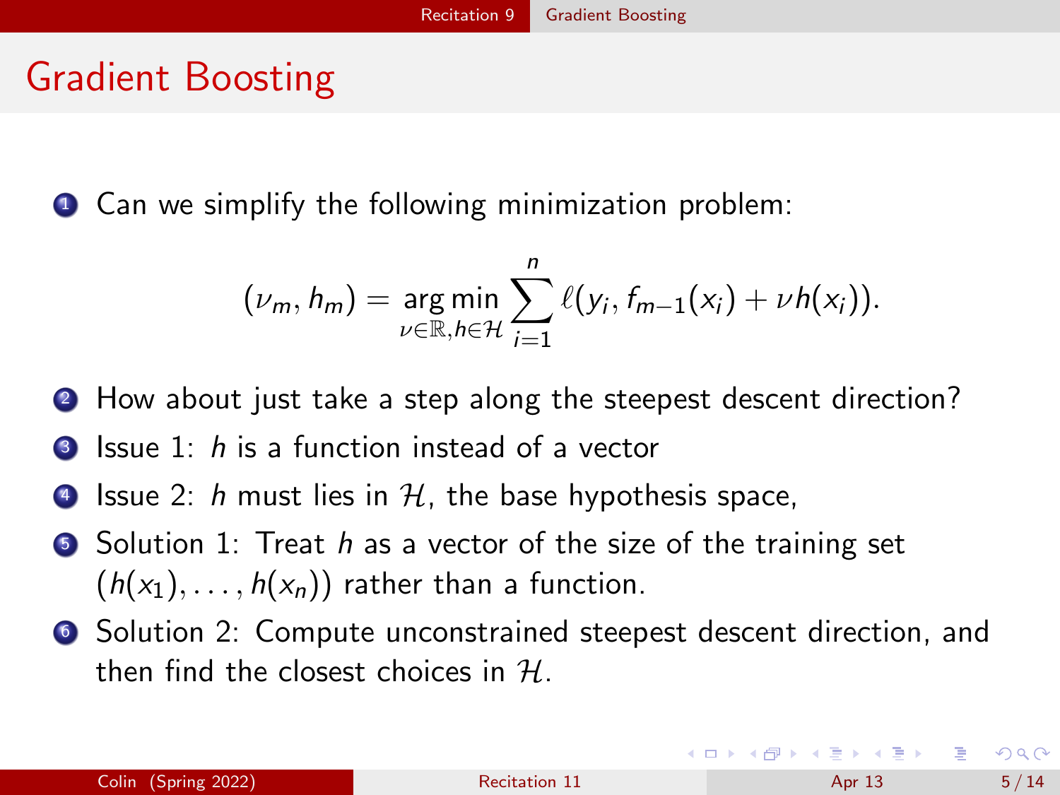# Gradient Boosting

1. Can we simplify the following minimization problem:

$$(\nu_m, h_m) = \underset{\nu \in \mathbb{R}, h \in \mathcal{H}}{\arg\min} \sum_{i=1}^{n} \ell(y_i, f_{m-1}(x_i) + \nu h(x_i)).$$

2. How about just take a step along the steepest descent direction?
3. Issue 1: $h$ is a function instead of a vector
4. Issue 2: $h$ must lies in $\mathcal{H}$, the base hypothesis space,
5. Solution 1: Treat $h$ as a vector of the size of the training set $(h(x_1), \ldots, h(x_n))$ rather than a function.
6. Solution 2: Compute unconstrained steepest descent direction, and then find the closest choices in $\mathcal{H}$.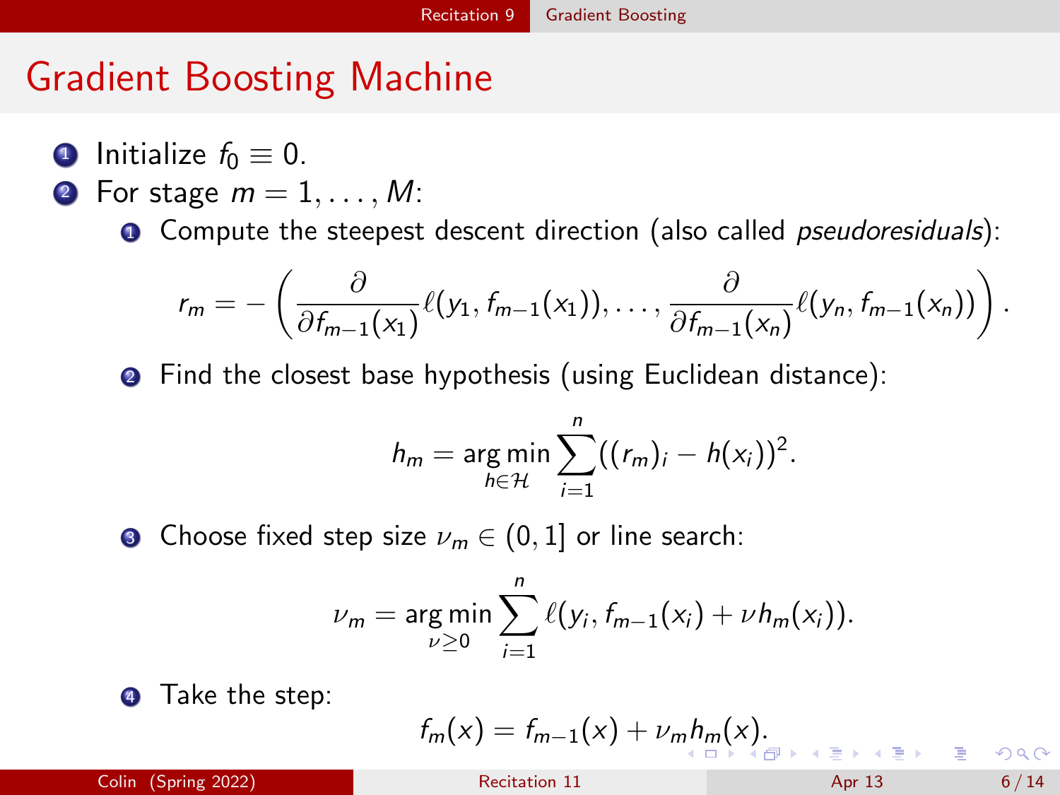# Gradient Boosting Machine

1. Initialize $f_0 \equiv 0$.
2. For stage $m = 1, \ldots, M$:
   1. Compute the steepest descent direction (also called *pseudoresiduals*):

      $$r_m = -\left( \frac{\partial}{\partial f_{m-1}(x_1)} \ell(y_1, f_{m-1}(x_1)), \ldots, \frac{\partial}{\partial f_{m-1}(x_n)} \ell(y_n, f_{m-1}(x_n)) \right).$$

   2. Find the closest base hypothesis (using Euclidean distance):

      $$h_m = \underset{h \in \mathcal{H}}{\arg\min} \sum_{i=1}^{n} ((r_m)_i - h(x_i))^2.$$

   3. Choose fixed step size $\nu_m \in (0, 1]$ or line search:

      $$\nu_m = \underset{\nu \geq 0}{\arg\min} \sum_{i=1}^{n} \ell(y_i, f_{m-1}(x_i) + \nu h_m(x_i)).$$

   4. Take the step:

      $$f_m(x) = f_{m-1}(x) + \nu_m h_m(x).$$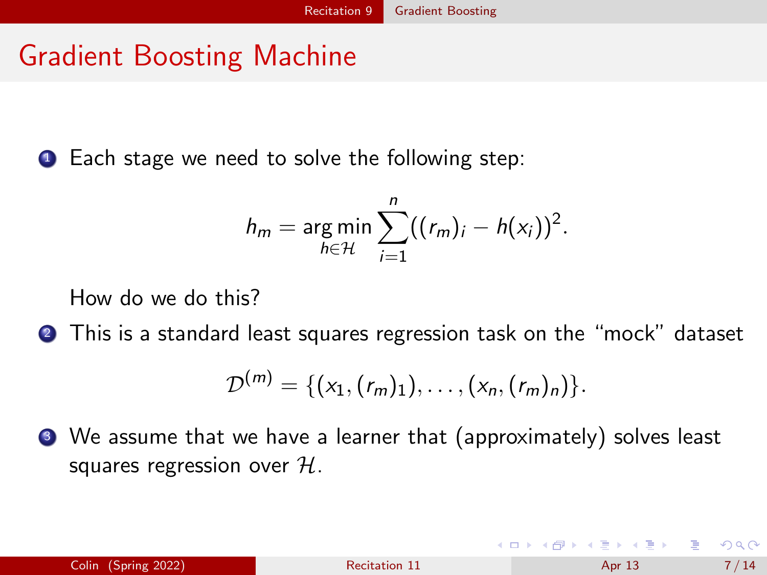# Gradient Boosting Machine

1. Each stage we need to solve the following step:

$$h_m = \underset{h \in \mathcal{H}}{\arg\min} \sum_{i=1}^{n} ((r_m)_i - h(x_i))^2.$$

   How do we do this?

2. This is a standard least squares regression task on the "mock" dataset

$$\mathcal{D}^{(m)} = \{(x_1, (r_m)_1), \ldots, (x_n, (r_m)_n)\}.$$

3. We assume that we have a learner that (approximately) solves least squares regression over $\mathcal{H}$.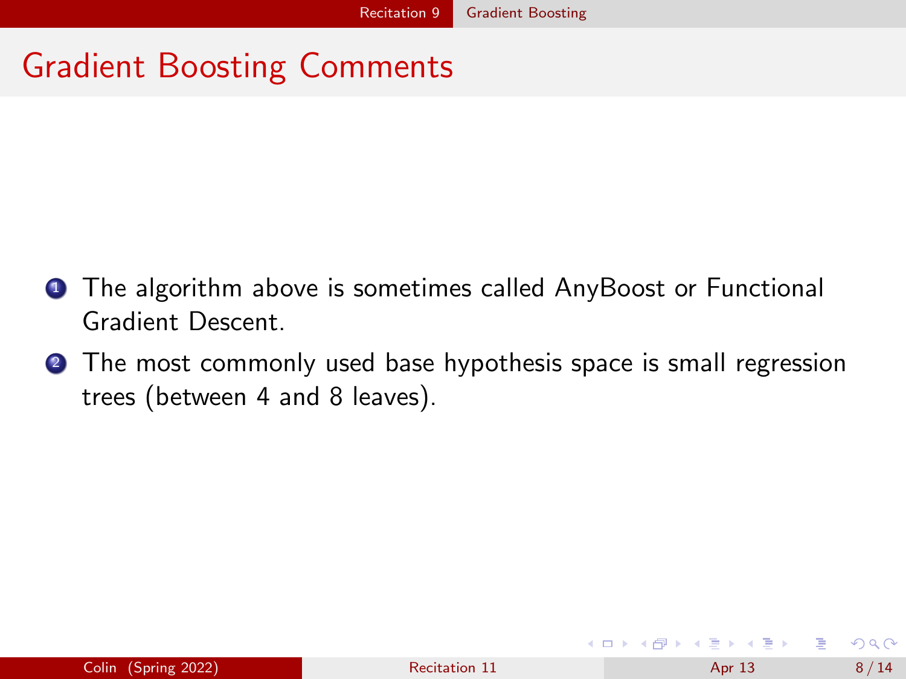# Gradient Boosting Comments

1. The algorithm above is sometimes called AnyBoost or Functional Gradient Descent.
2. The most commonly used base hypothesis space is small regression trees (between 4 and 8 leaves).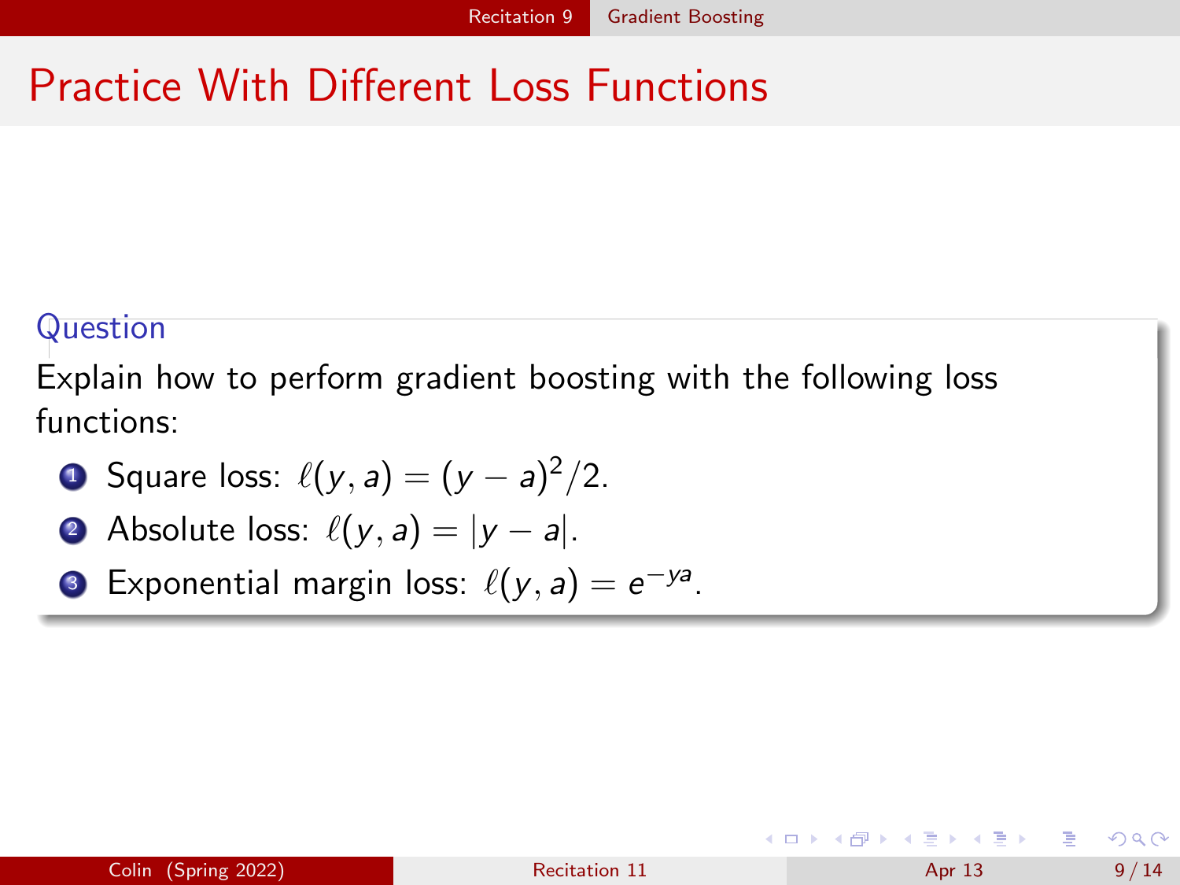# Practice With Different Loss Functions

**Question**

Explain how to perform gradient boosting with the following loss functions:

1. Square loss: $\ell(y, a) = (y - a)^2/2$.
2. Absolute loss: $\ell(y, a) = |y - a|$.
3. Exponential margin loss: $\ell(y, a) = e^{-ya}$.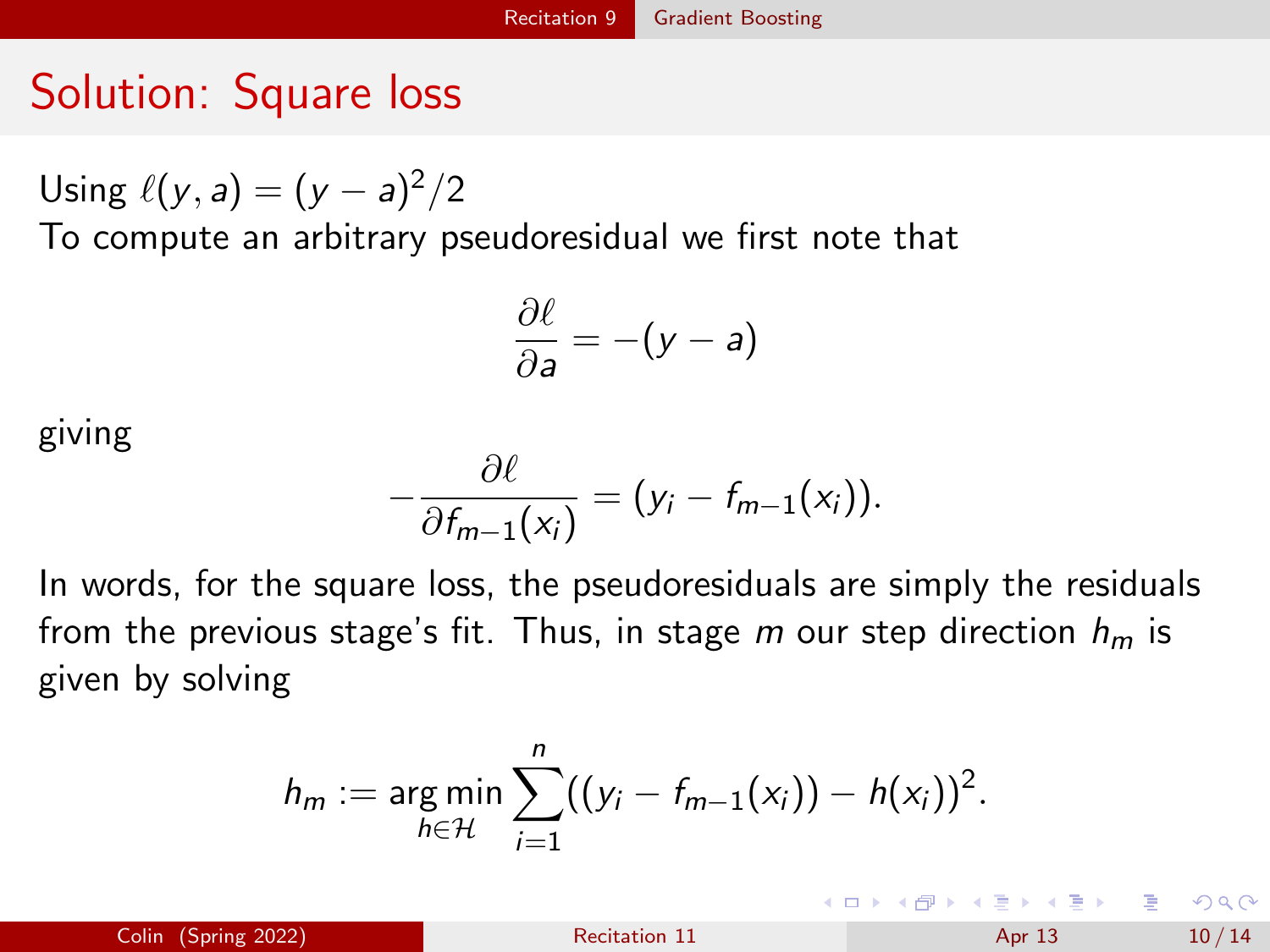# Solution: Square loss

Using $\ell(y, a) = (y - a)^2/2$
To compute an arbitrary pseudoresidual we first note that

$$\frac{\partial \ell}{\partial a} = -(y - a)$$

giving

$$-\frac{\partial \ell}{\partial f_{m-1}(x_i)} = (y_i - f_{m-1}(x_i)).$$

In words, for the square loss, the pseudoresiduals are simply the residuals from the previous stage's fit. Thus, in stage $m$ our step direction $h_m$ is given by solving

$$h_m := \operatorname*{arg\,min}_{h \in \mathcal{H}} \sum_{i=1}^{n} ((y_i - f_{m-1}(x_i)) - h(x_i))^2.$$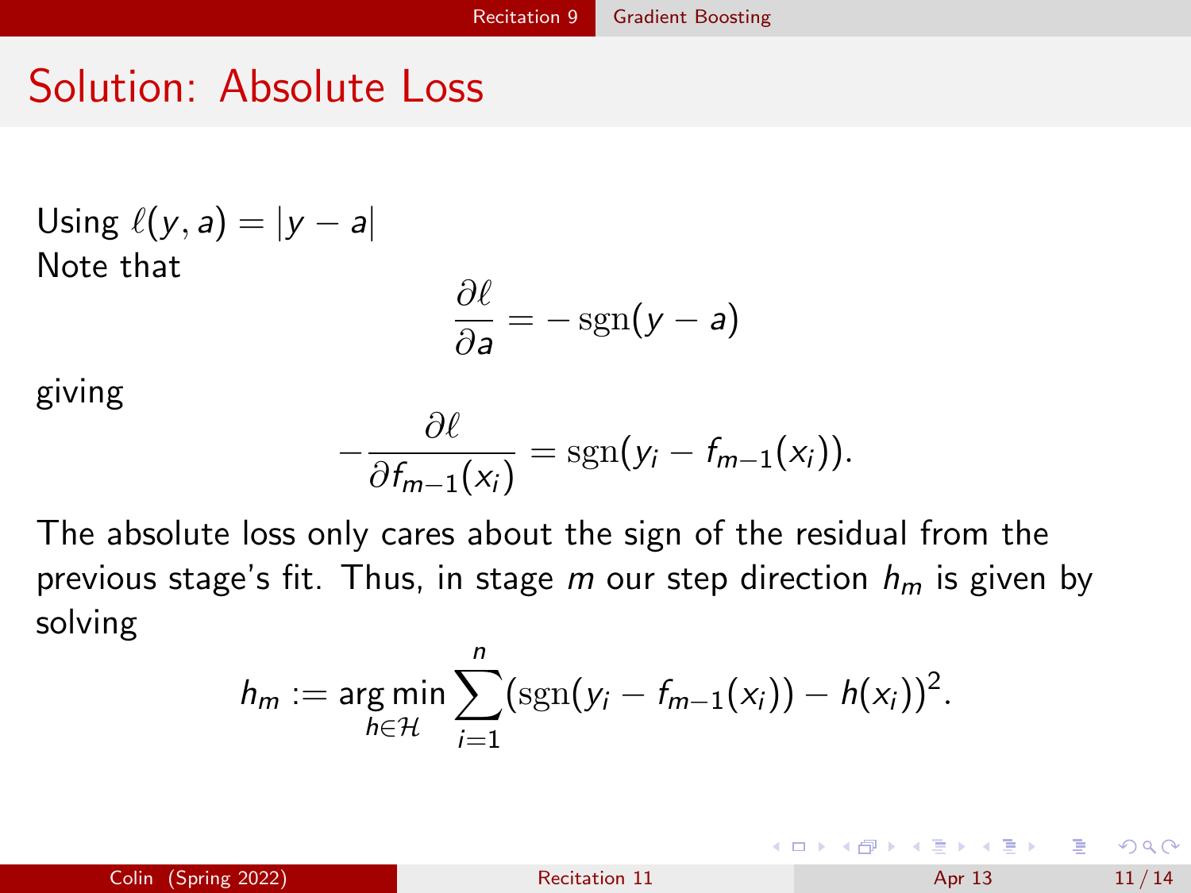# Solution: Absolute Loss

Using $\ell(y, a) = |y - a|$
Note that

$$\frac{\partial \ell}{\partial a} = -\operatorname{sgn}(y - a)$$

giving

$$-\frac{\partial \ell}{\partial f_{m-1}(x_i)} = \operatorname{sgn}(y_i - f_{m-1}(x_i)).$$

The absolute loss only cares about the sign of the residual from the previous stage's fit. Thus, in stage $m$ our step direction $h_m$ is given by solving

$$h_m := \underset{h \in \mathcal{H}}{\arg\min} \sum_{i=1}^{n} (\operatorname{sgn}(y_i - f_{m-1}(x_i)) - h(x_i))^2.$$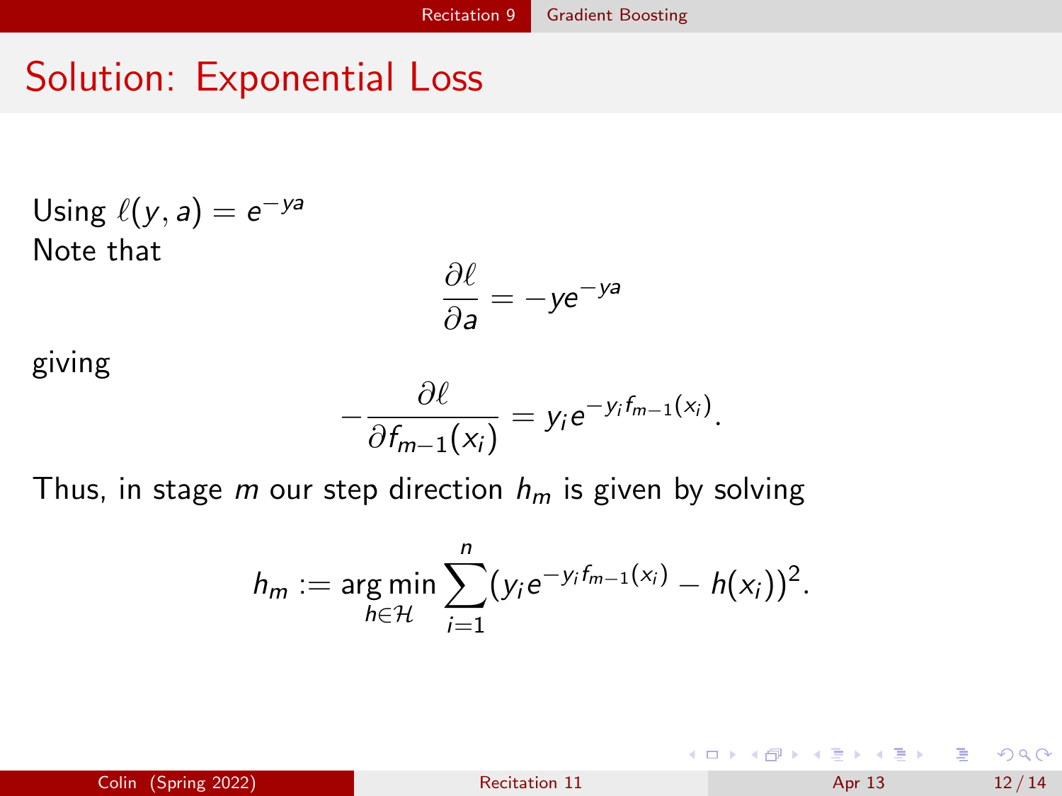# Solution: Exponential Loss

Using $\ell(y, a) = e^{-ya}$
Note that

$$\frac{\partial \ell}{\partial a} = -ye^{-ya}$$

giving

$$-\frac{\partial \ell}{\partial f_{m-1}(x_i)} = y_i e^{-y_i f_{m-1}(x_i)}.$$

Thus, in stage $m$ our step direction $h_m$ is given by solving

$$h_m := \underset{h \in \mathcal{H}}{\arg\min} \sum_{i=1}^{n} (y_i e^{-y_i f_{m-1}(x_i)} - h(x_i))^2.$$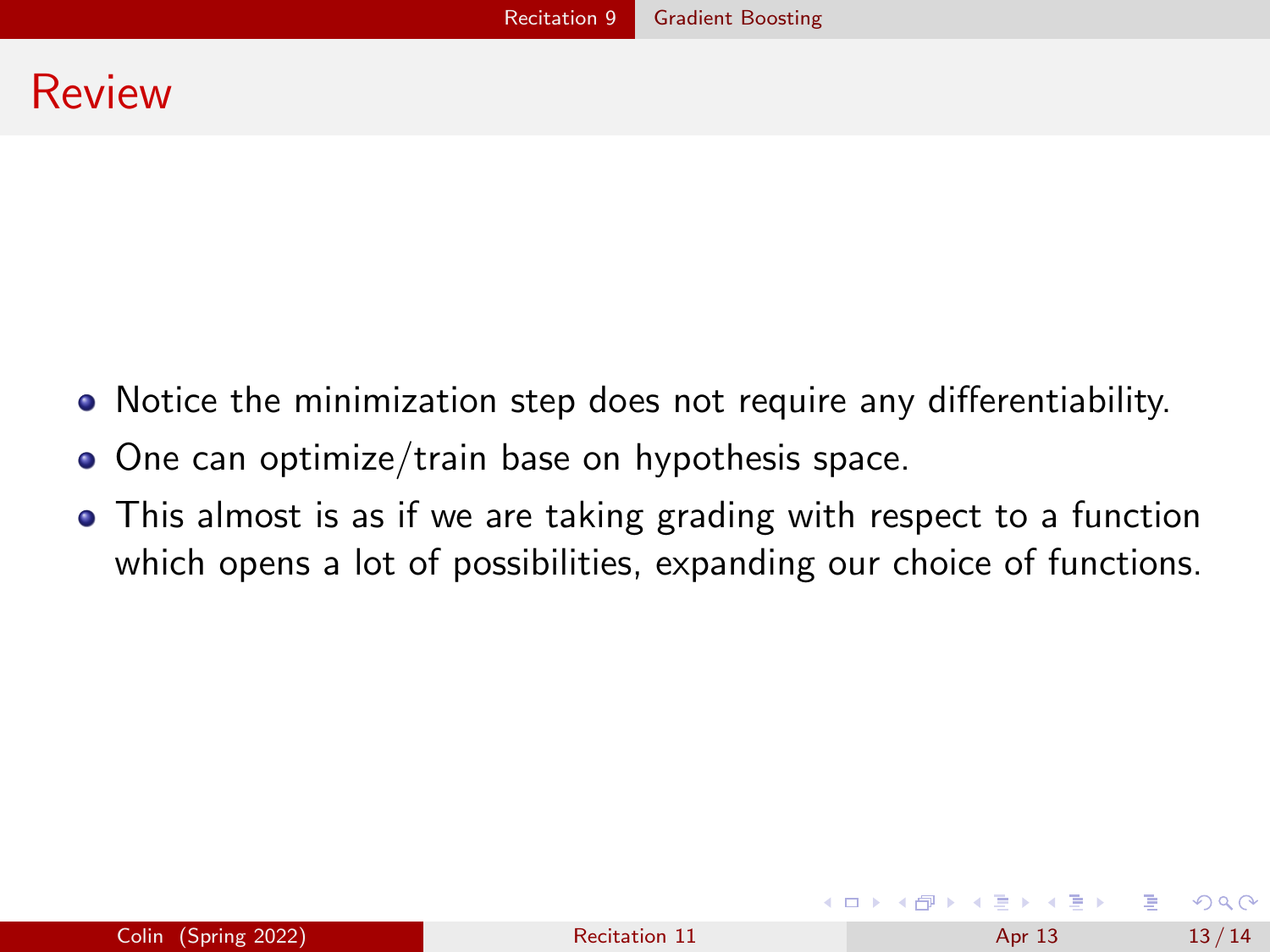# Review

- Notice the minimization step does not require any differentiability.
- One can optimize/train base on hypothesis space.
- This almost is as if we are taking grading with respect to a function which opens a lot of possibilities, expanding our choice of functions.